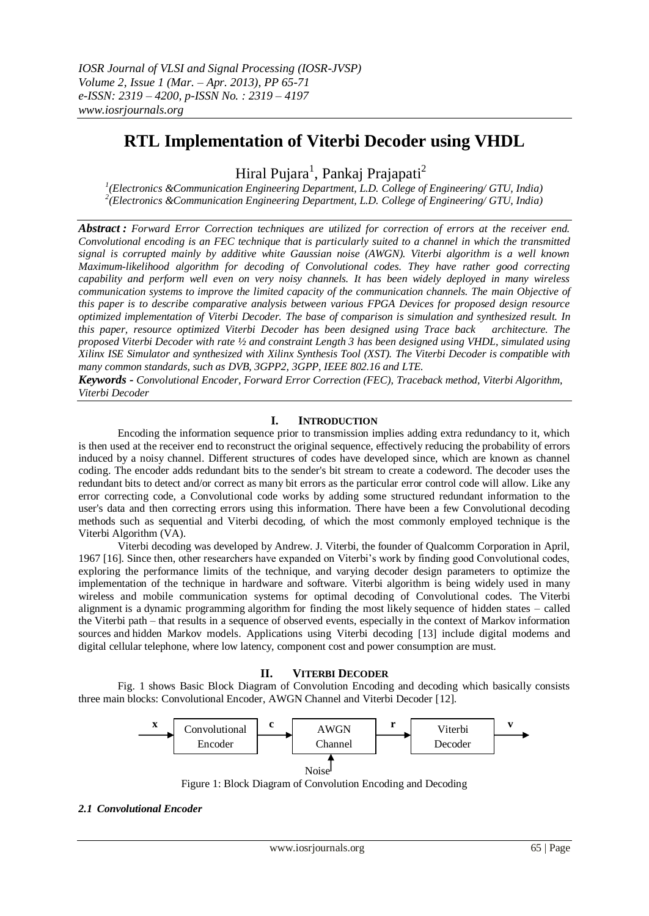# RTL Implementation of Viterbi Decoder using VHDL

Hiral Pujara[1], Pankaj Prajapati[2]

[1](Electronics &Communication Engineering Department, L.D. College of Engineering/ GTU, India)
[2](Electronics &Communication Engineering Department, L.D. College of Engineering/ GTU, India)

***Abstract :*** *Forward Error Correction techniques are utilized for correction of errors at the receiver end. Convolutional encoding is an FEC technique that is particularly suited to a channel in which the transmitted signal is corrupted mainly by additive white Gaussian noise (AWGN). Viterbi algorithm is a well known Maximum-likelihood algorithm for decoding of Convolutional codes. They have rather good correcting capability and perform well even on very noisy channels. It has been widely deployed in many wireless communication systems to improve the limited capacity of the communication channels. The main Objective of this paper is to describe comparative analysis between various FPGA Devices for proposed design resource optimized implementation of Viterbi Decoder. The base of comparison is simulation and synthesized result. In this paper, resource optimized Viterbi Decoder has been designed using Trace back architecture. The proposed Viterbi Decoder with rate ½ and constraint Length 3 has been designed using VHDL, simulated using Xilinx ISE Simulator and synthesized with Xilinx Synthesis Tool (XST). The Viterbi Decoder is compatible with many common standards, such as DVB, 3GPP2, 3GPP, IEEE 802.16 and LTE.*

***Keywords -*** *Convolutional Encoder, Forward Error Correction (FEC), Traceback method, Viterbi Algorithm, Viterbi Decoder*

## I. Introduction

Encoding the information sequence prior to transmission implies adding extra redundancy to it, which is then used at the receiver end to reconstruct the original sequence, effectively reducing the probability of errors induced by a noisy channel. Different structures of codes have developed since, which are known as channel coding. The encoder adds redundant bits to the sender's bit stream to create a codeword. The decoder uses the redundant bits to detect and/or correct as many bit errors as the particular error control code will allow. Like any error correcting code, a Convolutional code works by adding some structured redundant information to the user's data and then correcting errors using this information. There have been a few Convolutional decoding methods such as sequential and Viterbi decoding, of which the most commonly employed technique is the Viterbi Algorithm (VA).

Viterbi decoding was developed by Andrew. J. Viterbi, the founder of Qualcomm Corporation in April, 1967 [16]. Since then, other researchers have expanded on Viterbi's work by finding good Convolutional codes, exploring the performance limits of the technique, and varying decoder design parameters to optimize the implementation of the technique in hardware and software. Viterbi algorithm is being widely used in many wireless and mobile communication systems for optimal decoding of Convolutional codes. The Viterbi alignment is a dynamic programming algorithm for finding the most likely sequence of hidden states – called the Viterbi path – that results in a sequence of observed events, especially in the context of Markov information sources and hidden Markov models. Applications using Viterbi decoding [13] include digital modems and digital cellular telephone, where low latency, component cost and power consumption are must.

## II. Viterbi Decoder

Fig. 1 shows Basic Block Diagram of Convolution Encoding and decoding which basically consists three main blocks: Convolutional Encoder, AWGN Channel and Viterbi Decoder [12].

x → Convolutional Encoder → c → AWGN Channel (Noise) → r → Viterbi Decoder → v

Figure 1: Block Diagram of Convolution Encoding and Decoding

### *2.1 Convolutional Encoder*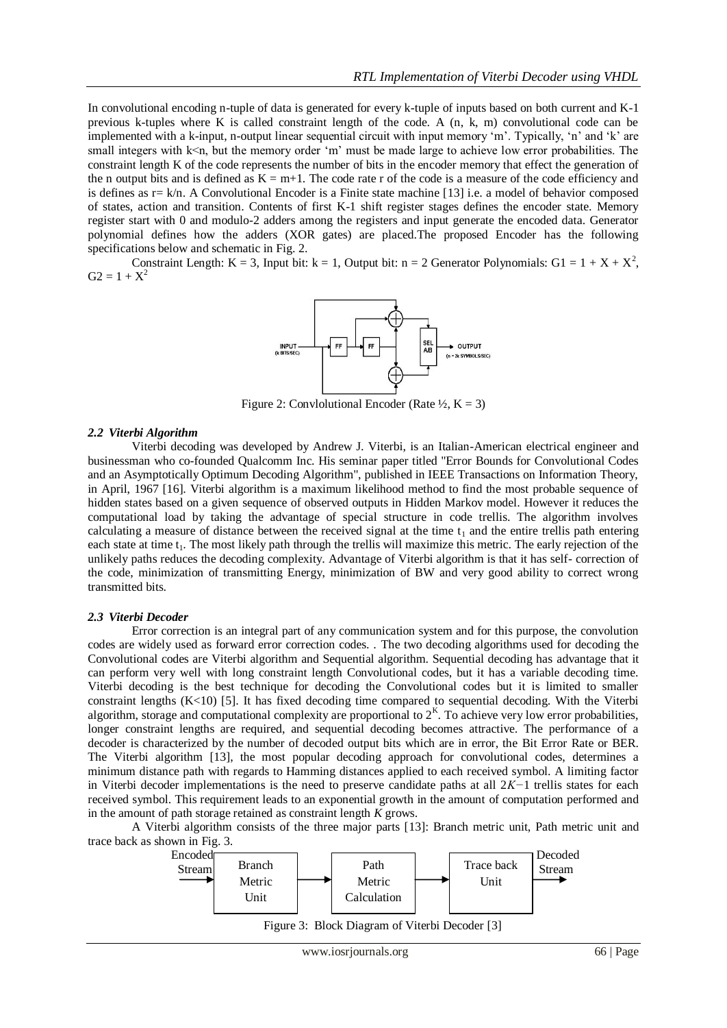In convolutional encoding n-tuple of data is generated for every k-tuple of inputs based on both current and K-1 previous k-tuples where K is called constraint length of the code. A (n, k, m) convolutional code can be implemented with a k-input, n-output linear sequential circuit with input memory 'm'. Typically, 'n' and 'k' are small integers with k<n, but the memory order 'm' must be made large to achieve low error probabilities. The constraint length K of the code represents the number of bits in the encoder memory that effect the generation of the n output bits and is defined as K = m+1. The code rate r of the code is a measure of the code efficiency and is defines as r= k/n. A Convolutional Encoder is a Finite state machine [13] i.e. a model of behavior composed of states, action and transition. Contents of first K-1 shift register stages defines the encoder state. Memory register start with 0 and modulo-2 adders among the registers and input generate the encoded data. Generator polynomial defines how the adders (XOR gates) are placed.The proposed Encoder has the following specifications below and schematic in Fig. 2.

Constraint Length: K = 3, Input bit: k = 1, Output bit: n = 2 Generator Polynomials: $G1 = 1 + X + X^2$, $G2 = 1 + X^2$

Figure 2: Convlolutional Encoder (Rate ½, K = 3)

### *2.2 Viterbi Algorithm*

Viterbi decoding was developed by Andrew J. Viterbi, is an Italian-American electrical engineer and businessman who co-founded Qualcomm Inc. His seminar paper titled "Error Bounds for Convolutional Codes and an Asymptotically Optimum Decoding Algorithm", published in IEEE Transactions on Information Theory, in April, 1967 [16]. Viterbi algorithm is a maximum likelihood method to find the most probable sequence of hidden states based on a given sequence of observed outputs in Hidden Markov model. However it reduces the computational load by taking the advantage of special structure in code trellis. The algorithm involves calculating a measure of distance between the received signal at the time $t_1$ and the entire trellis path entering each state at time $t_1$. The most likely path through the trellis will maximize this metric. The early rejection of the unlikely paths reduces the decoding complexity. Advantage of Viterbi algorithm is that it has self- correction of the code, minimization of transmitting Energy, minimization of BW and very good ability to correct wrong transmitted bits.

### *2.3 Viterbi Decoder*

Error correction is an integral part of any communication system and for this purpose, the convolution codes are widely used as forward error correction codes. . The two decoding algorithms used for decoding the Convolutional codes are Viterbi algorithm and Sequential algorithm. Sequential decoding has advantage that it can perform very well with long constraint length Convolutional codes, but it has a variable decoding time. Viterbi decoding is the best technique for decoding the Convolutional codes but it is limited to smaller constraint lengths (K<10) [5]. It has fixed decoding time compared to sequential decoding. With the Viterbi algorithm, storage and computational complexity are proportional to $2^K$. To achieve very low error probabilities, longer constraint lengths are required, and sequential decoding becomes attractive. The performance of a decoder is characterized by the number of decoded output bits which are in error, the Bit Error Rate or BER. The Viterbi algorithm [13], the most popular decoding approach for convolutional codes, determines a minimum distance path with regards to Hamming distances applied to each received symbol. A limiting factor in Viterbi decoder implementations is the need to preserve candidate paths at all $2K-1$ trellis states for each received symbol. This requirement leads to an exponential growth in the amount of computation performed and in the amount of path storage retained as constraint length $K$ grows.

A Viterbi algorithm consists of the three major parts [13]: Branch metric unit, Path metric unit and trace back as shown in Fig. 3.

Encoded Stream → Branch Metric Unit → Path Metric Calculation → Trace back Unit → Decoded Stream

Figure 3: Block Diagram of Viterbi Decoder [3]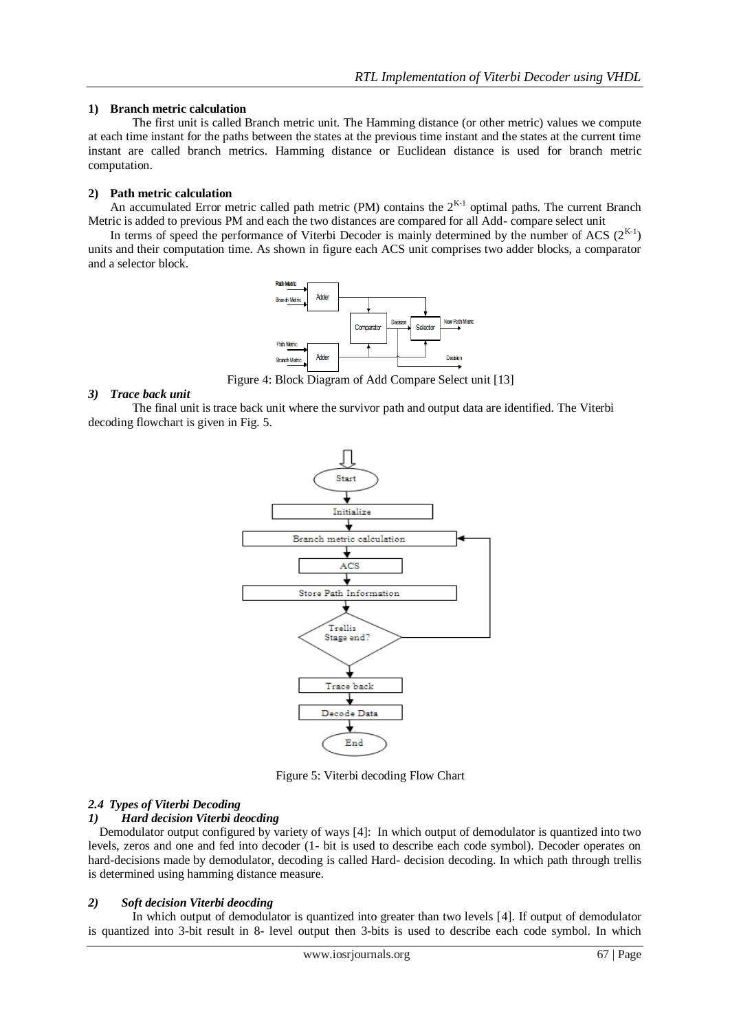**1) Branch metric calculation**

The first unit is called Branch metric unit. The Hamming distance (or other metric) values we compute at each time instant for the paths between the states at the previous time instant and the states at the current time instant are called branch metrics. Hamming distance or Euclidean distance is used for branch metric computation.

**2) Path metric calculation**

An accumulated Error metric called path metric (PM) contains the $2^{K-1}$ optimal paths. The current Branch Metric is added to previous PM and each the two distances are compared for all Add- compare select unit

In terms of speed the performance of Viterbi Decoder is mainly determined by the number of ACS ($2^{K-1}$) units and their computation time. As shown in figure each ACS unit comprises two adder blocks, a comparator and a selector block.

Figure 4: Block Diagram of Add Compare Select unit [13]

***3) Trace back unit***

The final unit is trace back unit where the survivor path and output data are identified. The Viterbi decoding flowchart is given in Fig. 5.

Figure 5: Viterbi decoding Flow Chart

### *2.4 Types of Viterbi Decoding*

***1) Hard decision Viterbi deocding***

Demodulator output configured by variety of ways [4]: In which output of demodulator is quantized into two levels, zeros and one and fed into decoder (1- bit is used to describe each code symbol). Decoder operates on hard-decisions made by demodulator, decoding is called Hard- decision decoding. In which path through trellis is determined using hamming distance measure.

***2) Soft decision Viterbi deocding***

In which output of demodulator is quantized into greater than two levels [4]. If output of demodulator is quantized into 3-bit result in 8- level output then 3-bits is used to describe each code symbol. In which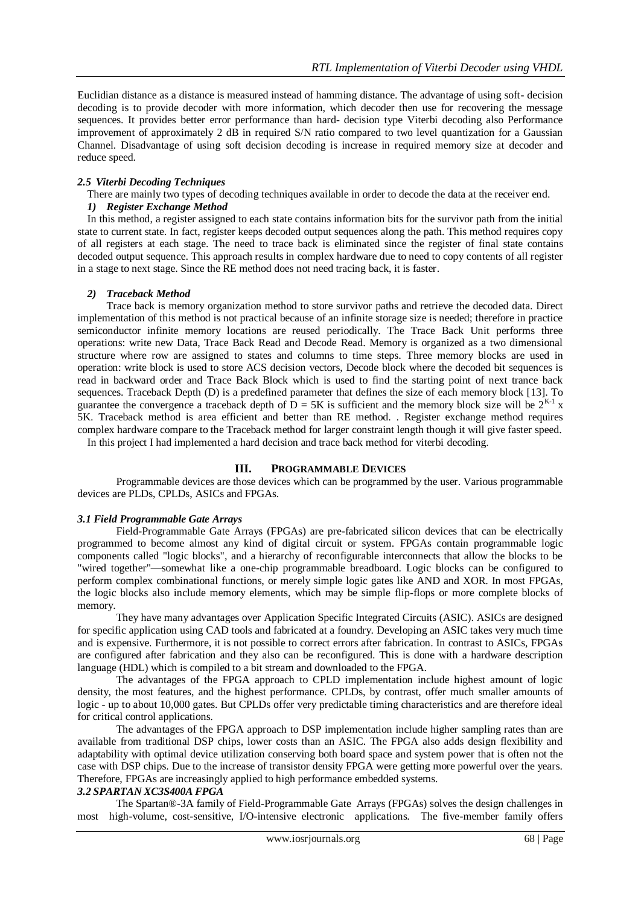Euclidian distance as a distance is measured instead of hamming distance. The advantage of using soft- decision decoding is to provide decoder with more information, which decoder then use for recovering the message sequences. It provides better error performance than hard- decision type Viterbi decoding also Performance improvement of approximately 2 dB in required S/N ratio compared to two level quantization for a Gaussian Channel. Disadvantage of using soft decision decoding is increase in required memory size at decoder and reduce speed.

### *2.5 Viterbi Decoding Techniques*

There are mainly two types of decoding techniques available in order to decode the data at the receiver end.

#### *1) Register Exchange Method*

In this method, a register assigned to each state contains information bits for the survivor path from the initial state to current state. In fact, register keeps decoded output sequences along the path. This method requires copy of all registers at each stage. The need to trace back is eliminated since the register of final state contains decoded output sequence. This approach results in complex hardware due to need to copy contents of all register in a stage to next stage. Since the RE method does not need tracing back, it is faster.

#### *2) Traceback Method*

Trace back is memory organization method to store survivor paths and retrieve the decoded data. Direct implementation of this method is not practical because of an infinite storage size is needed; therefore in practice semiconductor infinite memory locations are reused periodically. The Trace Back Unit performs three operations: write new Data, Trace Back Read and Decode Read. Memory is organized as a two dimensional structure where row are assigned to states and columns to time steps. Three memory blocks are used in operation: write block is used to store ACS decision vectors, Decode block where the decoded bit sequences is read in backward order and Trace Back Block which is used to find the starting point of next trance back sequences. Traceback Depth (D) is a predefined parameter that defines the size of each memory block [13]. To guarantee the convergence a traceback depth of $D = 5K$ is sufficient and the memory block size will be $2^{K-1}$ x 5K. Traceback method is area efficient and better than RE method. . Register exchange method requires complex hardware compare to the Traceback method for larger constraint length though it will give faster speed.

In this project I had implemented a hard decision and trace back method for viterbi decoding.

## III. PROGRAMMABLE DEVICES

Programmable devices are those devices which can be programmed by the user. Various programmable devices are PLDs, CPLDs, ASICs and FPGAs.

### *3.1 Field Programmable Gate Arrays*

Field-Programmable Gate Arrays (FPGAs) are pre-fabricated silicon devices that can be electrically programmed to become almost any kind of digital circuit or system. FPGAs contain programmable logic components called "logic blocks", and a hierarchy of reconfigurable interconnects that allow the blocks to be "wired together"—somewhat like a one-chip programmable breadboard. Logic blocks can be configured to perform complex combinational functions, or merely simple logic gates like AND and XOR. In most FPGAs, the logic blocks also include memory elements, which may be simple flip-flops or more complete blocks of memory.

They have many advantages over Application Specific Integrated Circuits (ASIC). ASICs are designed for specific application using CAD tools and fabricated at a foundry. Developing an ASIC takes very much time and is expensive. Furthermore, it is not possible to correct errors after fabrication. In contrast to ASICs, FPGAs are configured after fabrication and they also can be reconfigured. This is done with a hardware description language (HDL) which is compiled to a bit stream and downloaded to the FPGA.

The advantages of the FPGA approach to CPLD implementation include highest amount of logic density, the most features, and the highest performance. CPLDs, by contrast, offer much smaller amounts of logic - up to about 10,000 gates. But CPLDs offer very predictable timing characteristics and are therefore ideal for critical control applications.

The advantages of the FPGA approach to DSP implementation include higher sampling rates than are available from traditional DSP chips, lower costs than an ASIC. The FPGA also adds design flexibility and adaptability with optimal device utilization conserving both board space and system power that is often not the case with DSP chips. Due to the increase of transistor density FPGA were getting more powerful over the years. Therefore, FPGAs are increasingly applied to high performance embedded systems.

### *3.2 SPARTAN XC3S400A FPGA*

The Spartan®-3A family of Field-Programmable Gate Arrays (FPGAs) solves the design challenges in most high-volume, cost-sensitive, I/O-intensive electronic applications. The five-member family offers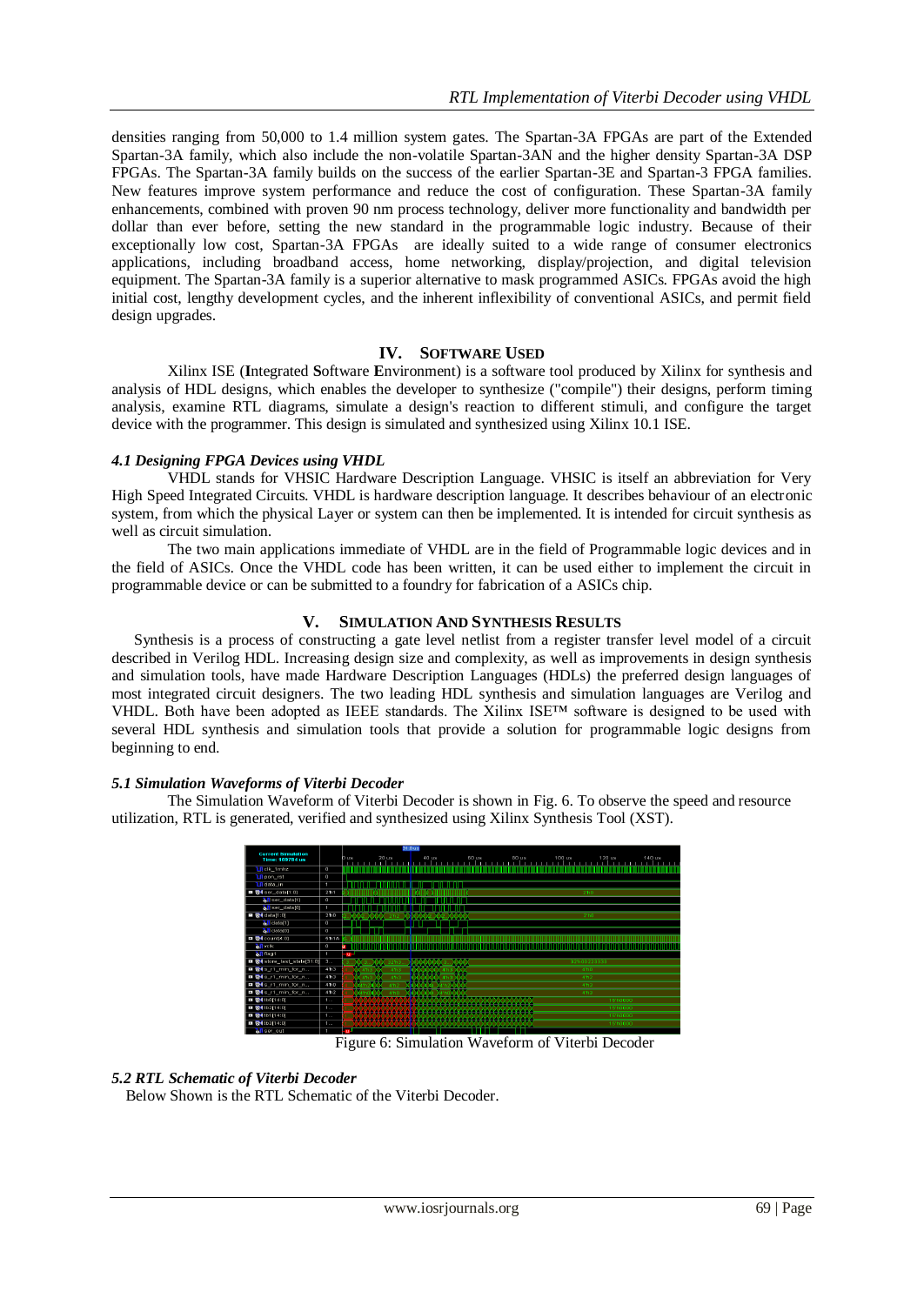densities ranging from 50,000 to 1.4 million system gates. The Spartan-3A FPGAs are part of the Extended Spartan-3A family, which also include the non-volatile Spartan-3AN and the higher density Spartan-3A DSP FPGAs. The Spartan-3A family builds on the success of the earlier Spartan-3E and Spartan-3 FPGA families. New features improve system performance and reduce the cost of configuration. These Spartan-3A family enhancements, combined with proven 90 nm process technology, deliver more functionality and bandwidth per dollar than ever before, setting the new standard in the programmable logic industry. Because of their exceptionally low cost, Spartan-3A FPGAs are ideally suited to a wide range of consumer electronics applications, including broadband access, home networking, display/projection, and digital television equipment. The Spartan-3A family is a superior alternative to mask programmed ASICs. FPGAs avoid the high initial cost, lengthy development cycles, and the inherent inflexibility of conventional ASICs, and permit field design upgrades.

## IV. SOFTWARE USED

Xilinx ISE (**I**ntegrated **S**oftware **E**nvironment) is a software tool produced by Xilinx for synthesis and analysis of HDL designs, which enables the developer to synthesize ("compile") their designs, perform timing analysis, examine RTL diagrams, simulate a design's reaction to different stimuli, and configure the target device with the programmer. This design is simulated and synthesized using Xilinx 10.1 ISE.

### *4.1 Designing FPGA Devices using VHDL*

VHDL stands for VHSIC Hardware Description Language. VHSIC is itself an abbreviation for Very High Speed Integrated Circuits. VHDL is hardware description language. It describes behaviour of an electronic system, from which the physical Layer or system can then be implemented. It is intended for circuit synthesis as well as circuit simulation.

The two main applications immediate of VHDL are in the field of Programmable logic devices and in the field of ASICs. Once the VHDL code has been written, it can be used either to implement the circuit in programmable device or can be submitted to a foundry for fabrication of a ASICs chip.

## V. SIMULATION AND SYNTHESIS RESULTS

Synthesis is a process of constructing a gate level netlist from a register transfer level model of a circuit described in Verilog HDL. Increasing design size and complexity, as well as improvements in design synthesis and simulation tools, have made Hardware Description Languages (HDLs) the preferred design languages of most integrated circuit designers. The two leading HDL synthesis and simulation languages are Verilog and VHDL. Both have been adopted as IEEE standards. The Xilinx ISE™ software is designed to be used with several HDL synthesis and simulation tools that provide a solution for programmable logic designs from beginning to end.

### *5.1 Simulation Waveforms of Viterbi Decoder*

The Simulation Waveform of Viterbi Decoder is shown in Fig. 6. To observe the speed and resource utilization, RTL is generated, verified and synthesized using Xilinx Synthesis Tool (XST).

Figure 6: Simulation Waveform of Viterbi Decoder

### *5.2 RTL Schematic of Viterbi Decoder*

Below Shown is the RTL Schematic of the Viterbi Decoder.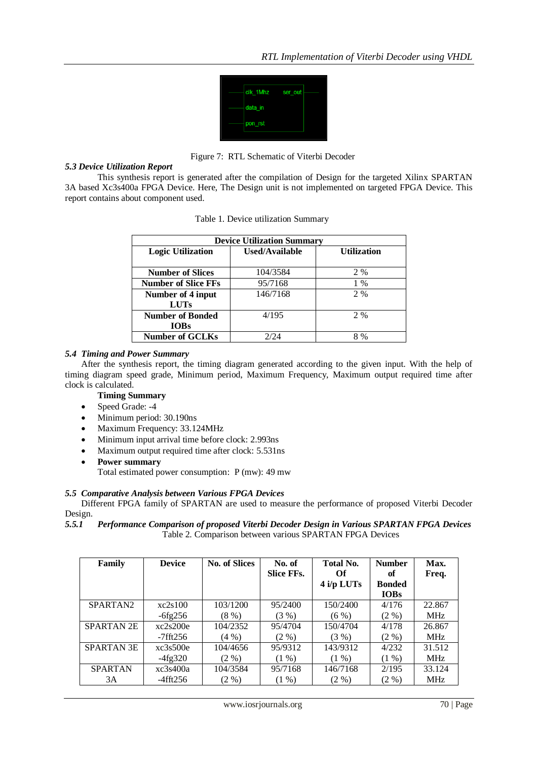Figure 7: RTL Schematic of Viterbi Decoder

### *5.3 Device Utilization Report*

This synthesis report is generated after the compilation of Design for the targeted Xilinx SPARTAN 3A based Xc3s400a FPGA Device. Here, The Design unit is not implemented on targeted FPGA Device. This report contains about component used.

Table 1. Device utilization Summary

| **Device Utilization Summary** | | |
|---|---|---|
| **Logic Utilization** | **Used/Available** | **Utilization** |
| **Number of Slices** | 104/3584 | 2 % |
| **Number of Slice FFs** | 95/7168 | 1 % |
| **Number of 4 input LUTs** | 146/7168 | 2 % |
| **Number of Bonded IOBs** | 4/195 | 2 % |
| **Number of GCLKs** | 2/24 | 8 % |

### *5.4 Timing and Power Summary*

After the synthesis report, the timing diagram generated according to the given input. With the help of timing diagram speed grade, Minimum period, Maximum Frequency, Maximum output required time after clock is calculated.

**Timing Summary**

- Speed Grade: -4
- Minimum period: 30.190ns
- Maximum Frequency: 33.124MHz
- Minimum input arrival time before clock: 2.993ns
- Maximum output required time after clock: 5.531ns
- **Power summary**
  Total estimated power consumption: P (mw): 49 mw

### *5.5 Comparative Analysis between Various FPGA Devices*

Different FPGA family of SPARTAN are used to measure the performance of proposed Viterbi Decoder Design.

#### *5.5.1 Performance Comparison of proposed Viterbi Decoder Design in Various SPARTAN FPGA Devices*

Table 2. Comparison between various SPARTAN FPGA Devices

| **Family** | **Device** | **No. of Slices** | **No. of Slice FFs.** | **Total No. Of 4 i/p LUTs** | **Number of Bonded IOBs** | **Max. Freq.** |
|---|---|---|---|---|---|---|
| SPARTAN2 | xc2s100 -6fg256 | 103/1200 (8 %) | 95/2400 (3 %) | 150/2400 (6 %) | 4/176 (2 %) | 22.867 MHz |
| SPARTAN 2E | xc2s200e -7fft256 | 104/2352 (4 %) | 95/4704 (2 %) | 150/4704 (3 %) | 4/178 (2 %) | 26.867 MHz |
| SPARTAN 3E | xc3s500e -4fg320 | 104/4656 (2 %) | 95/9312 (1 %) | 143/9312 (1 %) | 4/232 (1 %) | 31.512 MHz |
| SPARTAN 3A | xc3s400a -4fft256 | 104/3584 (2 %) | 95/7168 (1 %) | 146/7168 (2 %) | 2/195 (2 %) | 33.124 MHz |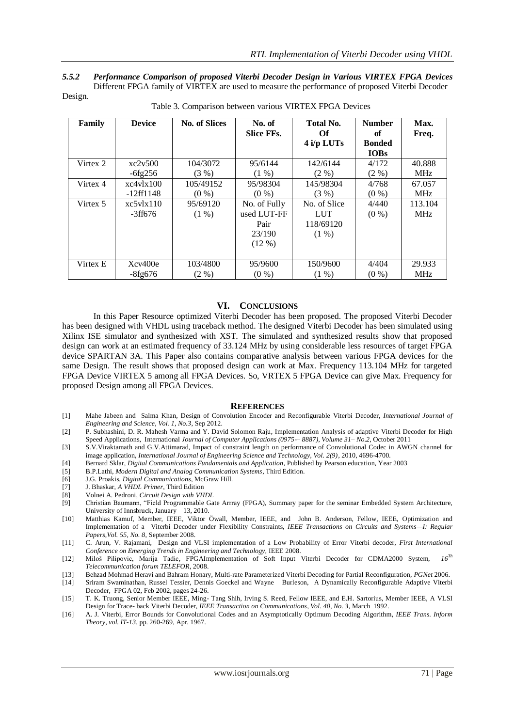### *5.5.2 Performance Comparison of proposed Viterbi Decoder Design in Various VIRTEX FPGA Devices*

Different FPGA family of VIRTEX are used to measure the performance of proposed Viterbi Decoder Design.

Table 3. Comparison between various VIRTEX FPGA Devices

| Family | Device | No. of Slices | No. of Slice FFs. | Total No. Of 4 i/p LUTs | Number of Bonded IOBs | Max. Freq. |
|---|---|---|---|---|---|---|
| Virtex 2 | xc2v500 -6fg256 | 104/3072 (3 %) | 95/6144 (1 %) | 142/6144 (2 %) | 4/172 (2 %) | 40.888 MHz |
| Virtex 4 | xc4vlx100 -12ff1148 | 105/49152 (0 %) | 95/98304 (0 %) | 145/98304 (3 %) | 4/768 (0 %) | 67.057 MHz |
| Virtex 5 | xc5vlx110 -3ff676 | 95/69120 (1 %) | No. of Fully used LUT-FF Pair 23/190 (12 %) | No. of Slice LUT 118/69120 (1 %) | 4/440 (0 %) | 113.104 MHz |
| Virtex E | Xcv400e -8fg676 | 103/4800 (2 %) | 95/9600 (0 %) | 150/9600 (1 %) | 4/404 (0 %) | 29.933 MHz |

## VI. Conclusions

In this Paper Resource optimized Viterbi Decoder has been proposed. The proposed Viterbi Decoder has been designed with VHDL using traceback method. The designed Viterbi Decoder has been simulated using Xilinx ISE simulator and synthesized with XST. The simulated and synthesized results show that proposed design can work at an estimated frequency of 33.124 MHz by using considerable less resources of target FPGA device SPARTAN 3A. This Paper also contains comparative analysis between various FPGA devices for the same Design. The result shows that proposed design can work at Max. Frequency 113.104 MHz for targeted FPGA Device VIRTEX 5 among all FPGA Devices. So, VRTEX 5 FPGA Device can give Max. Frequency for proposed Design among all FPGA Devices.

## References

[1] Mahe Jabeen and Salma Khan, Design of Convolution Encoder and Reconfigurable Viterbi Decoder, *International Journal of Engineering and Science, Vol. 1, No.3,* Sep 2012.

[2] P. Subhashini, D. R. Mahesh Varma and Y. David Solomon Raju, Implementation Analysis of adaptive Viterbi Decoder for High Speed Applications, International *Journal of Computer Applications (0975-– 8887), Volume 31– No.2,* October 2011

[3] S.V.Viraktamath and G.V.Attimarad, Impact of constraint length on performance of Convolutional Codec in AWGN channel for image application, *International Journal of Engineering Science and Technology, Vol. 2(9)*, 2010, 4696-4700.

[4] Bernard Sklar, *Digital Communications Fundamentals and Application*, Published by Pearson education, Year 2003

[5] B.P.Lathi, *Modern Digital and Analog Communication Systems*, Third Edition.

[6] J.G. Proakis, *Digital Communications*, McGraw Hill.

[7] J. Bhaskar, *A VHDL Primer*, Third Edition

[8] Volnei A. Pedroni, *Circuit Design with VHDL*

[9] Christian Baumann, "Field Programmable Gate Arrray (FPGA), Summary paper for the seminar Embedded System Architecture, University of Innsbruck, January 13, 2010.

[10] Matthias Kamuf, Member, IEEE, Viktor Öwall, Member, IEEE, and John B. Anderson, Fellow, IEEE, Optimization and Implementation of a Viterbi Decoder under Flexibility Constraints, *IEEE Transactions on Circuits and Systems—I: Regular Papers,Vol. 55, No. 8,* September 2008.

[11] C. Arun, V. Rajamani, Design and VLSI implementation of a Low Probability of Error Viterbi decoder, *First International Conference on Emerging Trends in Engineering and Technology,* IEEE 2008.

[12] Miloš Pilipovic, Marija Tadic, FPGAImplementation of Soft Input Viterbi Decoder for CDMA2000 System, *16Th Telecommunication forum TELEFOR*, 2008.

[13] Behzad Mohmad Heravi and Bahram Honary, Multi-rate Parameterized Viterbi Decoding for Partial Reconfiguration, *PGNet* 2006.

[14] Sriram Swaminathan, Russel Tessier, Dennis Goeckel and Wayne Burleson, A Dynamically Reconfigurable Adaptive Viterbi Decoder, FPGA 02, Feb 2002, pages 24-26.

[15] T. K. Truong, Senior Member IEEE, Ming- Tang Shih, Irving S. Reed, Fellow IEEE, and E.H. Sartorius, Member IEEE, A VLSI Design for Trace- back Viterbi Decoder, *IEEE Transaction on Communications, Vol. 40, No. 3,* March 1992.

[16] A. J. Viterbi, Error Bounds for Convolutional Codes and an Asymptotically Optimum Decoding Algorithm, *IEEE Trans. Inform Theory, vol. IT-13*, pp. 260-269, Apr. 1967.